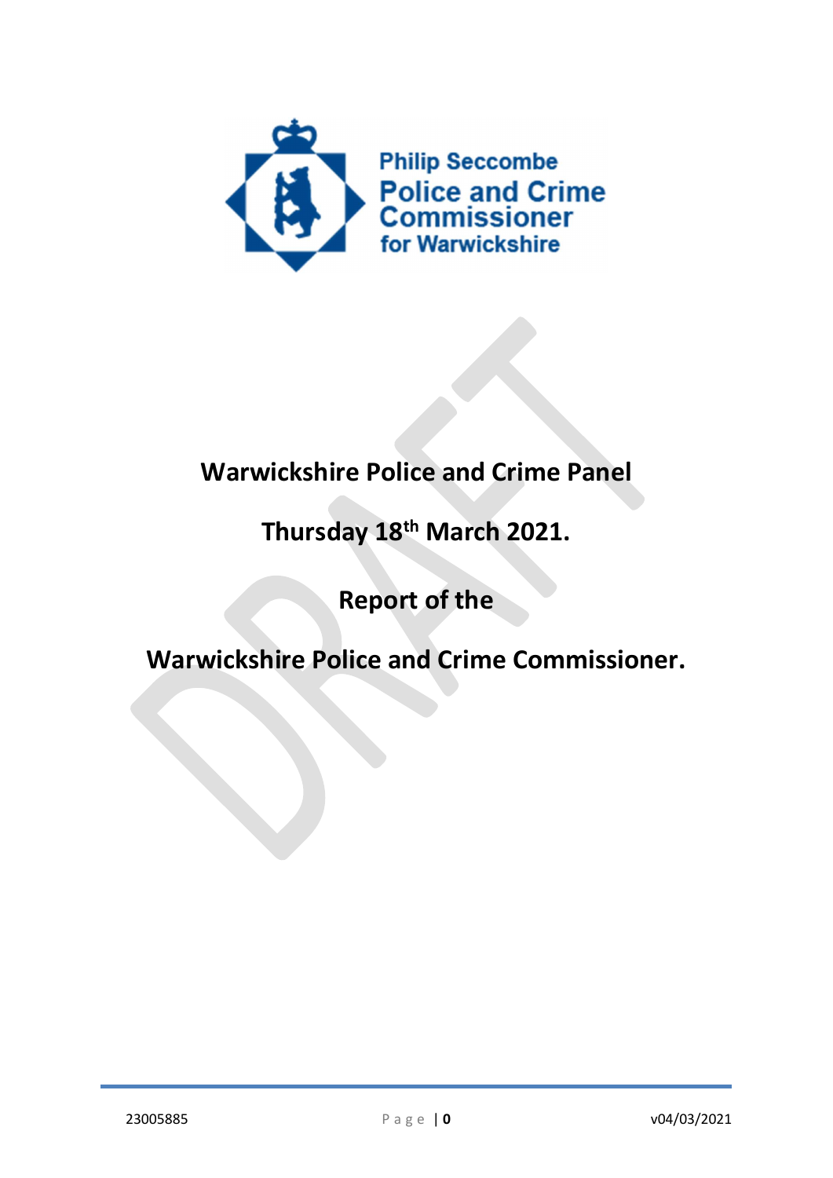Philip Seccombe
Police and Crime Commissioner
for Warwickshire

# Warwickshire Police and Crime Panel

## Thursday 18th March 2021.

## Report of the

## Warwickshire Police and Crime Commissioner.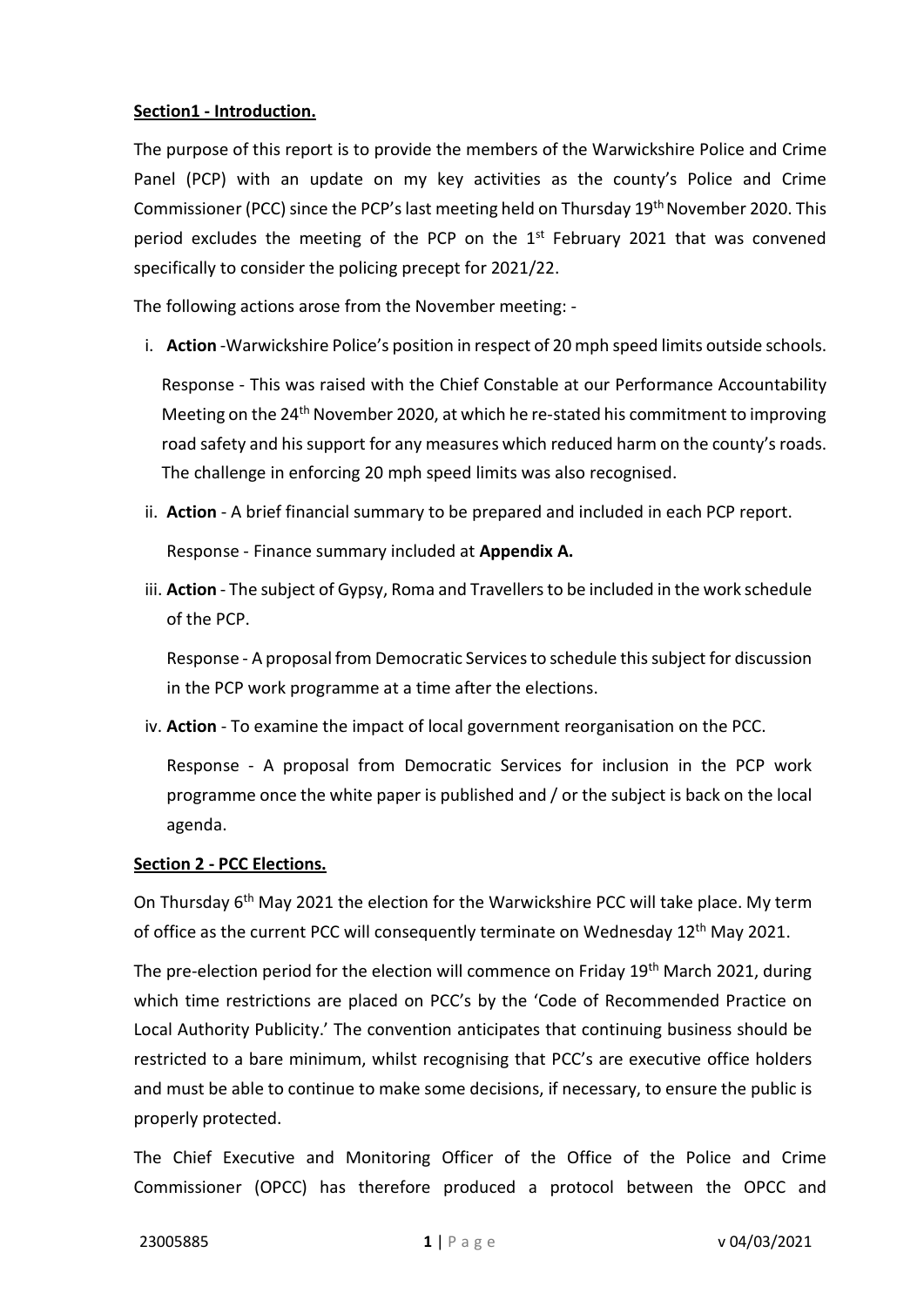**Section1 - Introduction.**

The purpose of this report is to provide the members of the Warwickshire Police and Crime Panel (PCP) with an update on my key activities as the county's Police and Crime Commissioner (PCC) since the PCP's last meeting held on Thursday 19th November 2020. This period excludes the meeting of the PCP on the 1st February 2021 that was convened specifically to consider the policing precept for 2021/22.

The following actions arose from the November meeting: -

i. **Action** -Warwickshire Police's position in respect of 20 mph speed limits outside schools.

   Response - This was raised with the Chief Constable at our Performance Accountability Meeting on the 24th November 2020, at which he re-stated his commitment to improving road safety and his support for any measures which reduced harm on the county's roads. The challenge in enforcing 20 mph speed limits was also recognised.

ii. **Action** - A brief financial summary to be prepared and included in each PCP report.

   Response - Finance summary included at **Appendix A.**

iii. **Action** - The subject of Gypsy, Roma and Travellers to be included in the work schedule of the PCP.

   Response - A proposal from Democratic Services to schedule this subject for discussion in the PCP work programme at a time after the elections.

iv. **Action** - To examine the impact of local government reorganisation on the PCC.

   Response - A proposal from Democratic Services for inclusion in the PCP work programme once the white paper is published and / or the subject is back on the local agenda.

**Section 2 - PCC Elections.**

On Thursday 6th May 2021 the election for the Warwickshire PCC will take place. My term of office as the current PCC will consequently terminate on Wednesday 12th May 2021.

The pre-election period for the election will commence on Friday 19th March 2021, during which time restrictions are placed on PCC's by the 'Code of Recommended Practice on Local Authority Publicity.' The convention anticipates that continuing business should be restricted to a bare minimum, whilst recognising that PCC's are executive office holders and must be able to continue to make some decisions, if necessary, to ensure the public is properly protected.

The Chief Executive and Monitoring Officer of the Office of the Police and Crime Commissioner (OPCC) has therefore produced a protocol between the OPCC and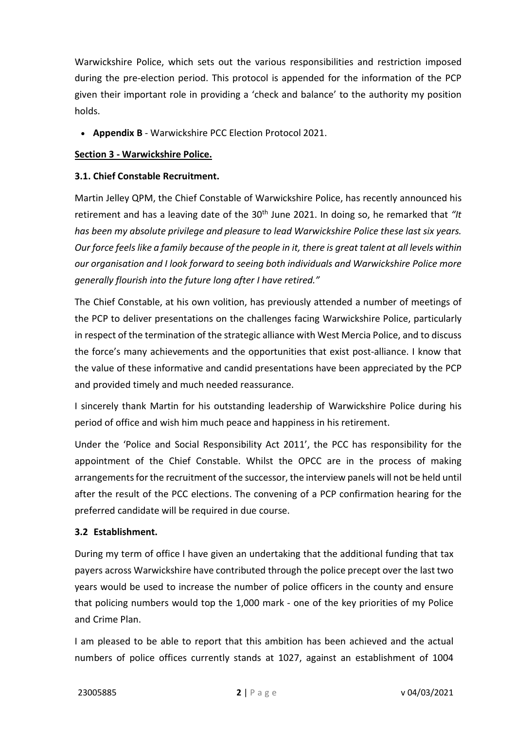Warwickshire Police, which sets out the various responsibilities and restriction imposed during the pre-election period. This protocol is appended for the information of the PCP given their important role in providing a 'check and balance' to the authority my position holds.

- **Appendix B** - Warwickshire PCC Election Protocol 2021.

## Section 3 - Warwickshire Police.

### 3.1. Chief Constable Recruitment.

Martin Jelley QPM, the Chief Constable of Warwickshire Police, has recently announced his retirement and has a leaving date of the 30th June 2021. In doing so, he remarked that *"It has been my absolute privilege and pleasure to lead Warwickshire Police these last six years. Our force feels like a family because of the people in it, there is great talent at all levels within our organisation and I look forward to seeing both individuals and Warwickshire Police more generally flourish into the future long after I have retired."*

The Chief Constable, at his own volition, has previously attended a number of meetings of the PCP to deliver presentations on the challenges facing Warwickshire Police, particularly in respect of the termination of the strategic alliance with West Mercia Police, and to discuss the force's many achievements and the opportunities that exist post-alliance. I know that the value of these informative and candid presentations have been appreciated by the PCP and provided timely and much needed reassurance.

I sincerely thank Martin for his outstanding leadership of Warwickshire Police during his period of office and wish him much peace and happiness in his retirement.

Under the 'Police and Social Responsibility Act 2011', the PCC has responsibility for the appointment of the Chief Constable. Whilst the OPCC are in the process of making arrangements for the recruitment of the successor, the interview panels will not be held until after the result of the PCC elections. The convening of a PCP confirmation hearing for the preferred candidate will be required in due course.

### 3.2 Establishment.

During my term of office I have given an undertaking that the additional funding that tax payers across Warwickshire have contributed through the police precept over the last two years would be used to increase the number of police officers in the county and ensure that policing numbers would top the 1,000 mark - one of the key priorities of my Police and Crime Plan.

I am pleased to be able to report that this ambition has been achieved and the actual numbers of police offices currently stands at 1027, against an establishment of 1004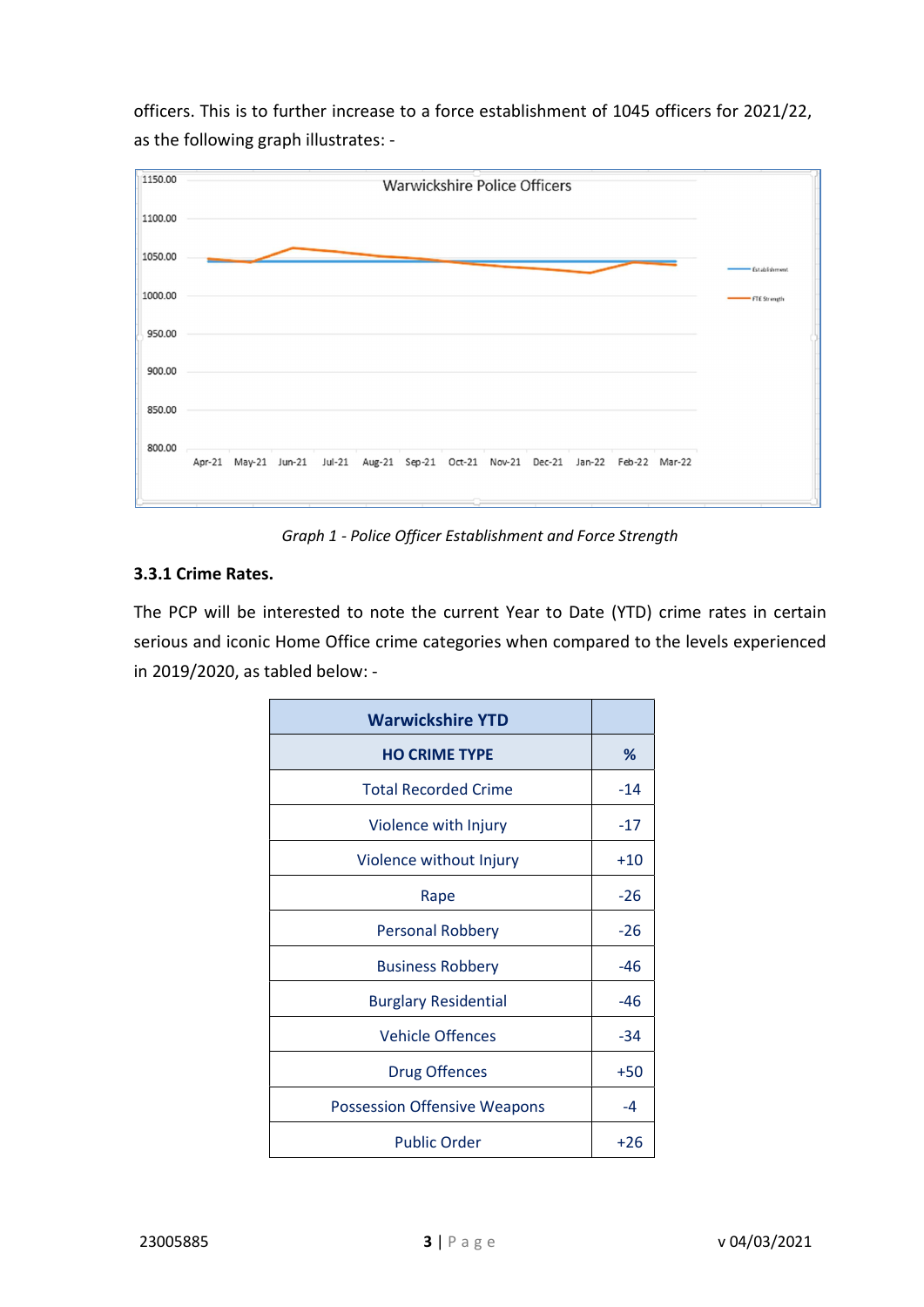officers. This is to further increase to a force establishment of 1045 officers for 2021/22, as the following graph illustrates: -

*Graph 1 - Police Officer Establishment and Force Strength*

### 3.3.1 Crime Rates.

The PCP will be interested to note the current Year to Date (YTD) crime rates in certain serious and iconic Home Office crime categories when compared to the levels experienced in 2019/2020, as tabled below: -

| Warwickshire YTD | |
|---|---|
| **HO CRIME TYPE** | **%** |
| Total Recorded Crime | -14 |
| Violence with Injury | -17 |
| Violence without Injury | +10 |
| Rape | -26 |
| Personal Robbery | -26 |
| Business Robbery | -46 |
| Burglary Residential | -46 |
| Vehicle Offences | -34 |
| Drug Offences | +50 |
| Possession Offensive Weapons | -4 |
| Public Order | +26 |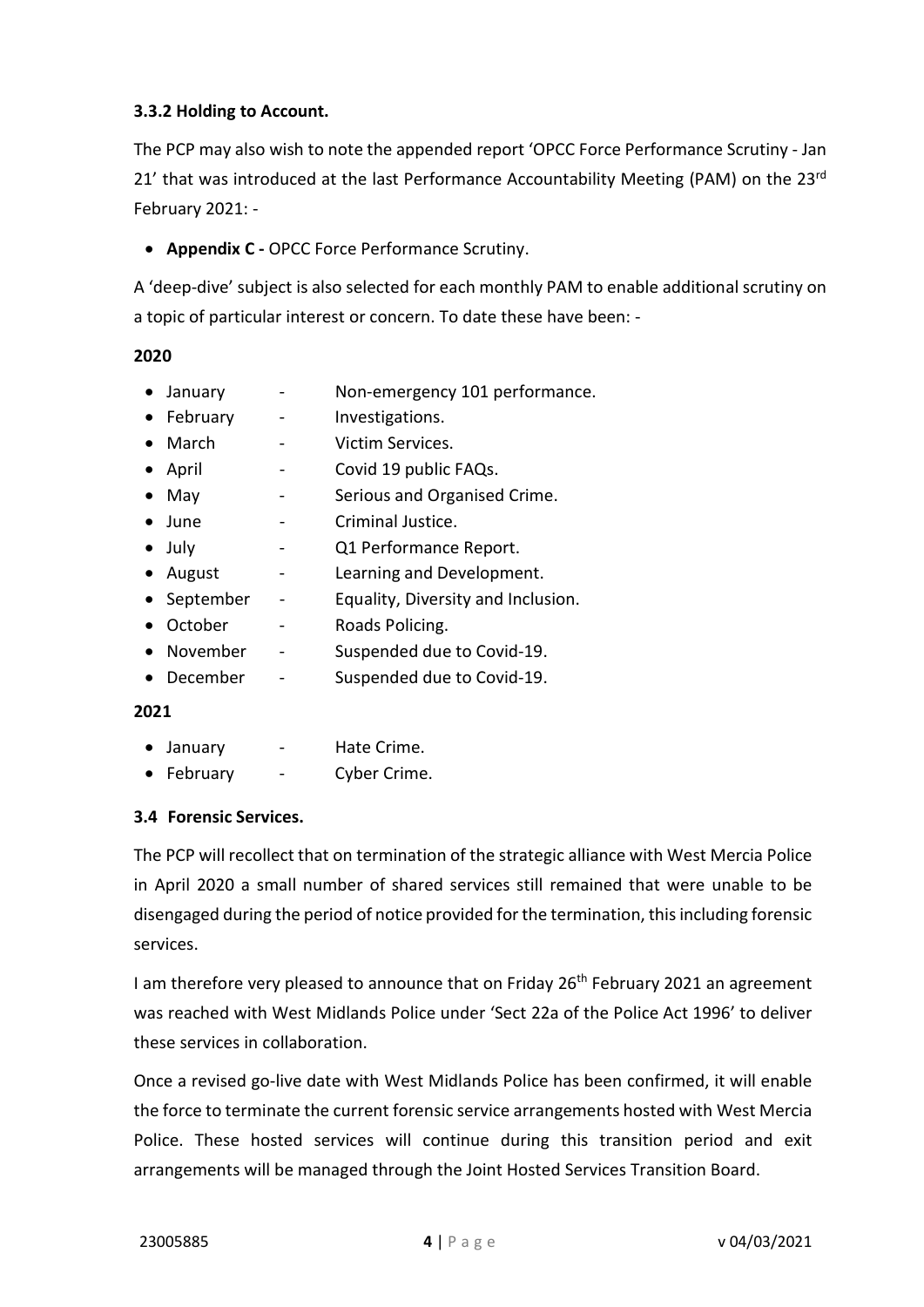### 3.3.2 Holding to Account.

The PCP may also wish to note the appended report 'OPCC Force Performance Scrutiny - Jan 21' that was introduced at the last Performance Accountability Meeting (PAM) on the 23rd February 2021: -

- **Appendix C -** OPCC Force Performance Scrutiny.

A 'deep-dive' subject is also selected for each monthly PAM to enable additional scrutiny on a topic of particular interest or concern. To date these have been: -

**2020**

- January - Non-emergency 101 performance.
- February - Investigations.
- March - Victim Services.
- April - Covid 19 public FAQs.
- May - Serious and Organised Crime.
- June - Criminal Justice.
- July - Q1 Performance Report.
- August - Learning and Development.
- September - Equality, Diversity and Inclusion.
- October - Roads Policing.
- November - Suspended due to Covid-19.
- December - Suspended due to Covid-19.

**2021**

- January - Hate Crime.
- February - Cyber Crime.

### 3.4 Forensic Services.

The PCP will recollect that on termination of the strategic alliance with West Mercia Police in April 2020 a small number of shared services still remained that were unable to be disengaged during the period of notice provided for the termination, this including forensic services.

I am therefore very pleased to announce that on Friday 26th February 2021 an agreement was reached with West Midlands Police under 'Sect 22a of the Police Act 1996' to deliver these services in collaboration.

Once a revised go-live date with West Midlands Police has been confirmed, it will enable the force to terminate the current forensic service arrangements hosted with West Mercia Police. These hosted services will continue during this transition period and exit arrangements will be managed through the Joint Hosted Services Transition Board.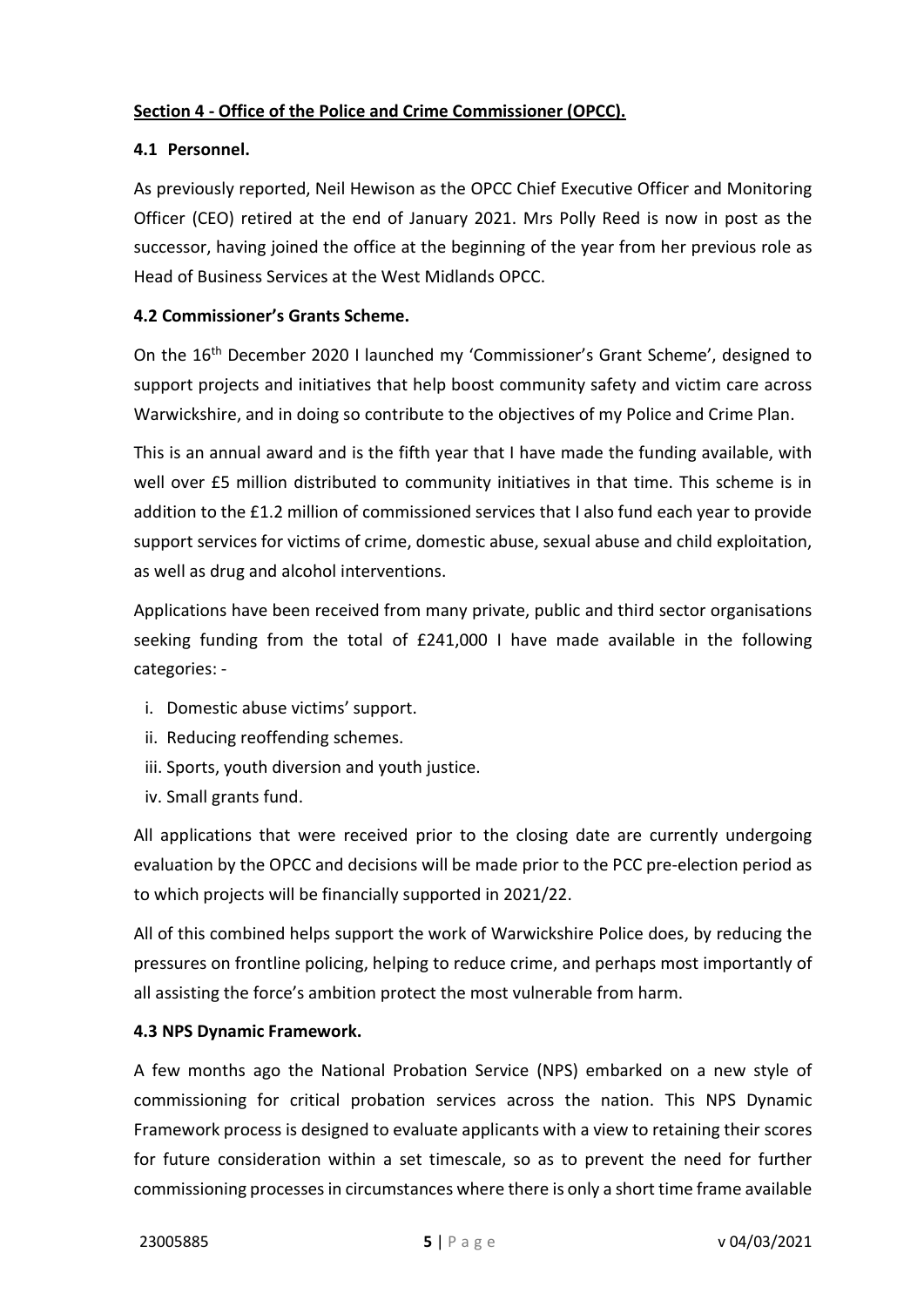## Section 4 - Office of the Police and Crime Commissioner (OPCC).

### 4.1 Personnel.

As previously reported, Neil Hewison as the OPCC Chief Executive Officer and Monitoring Officer (CEO) retired at the end of January 2021. Mrs Polly Reed is now in post as the successor, having joined the office at the beginning of the year from her previous role as Head of Business Services at the West Midlands OPCC.

### 4.2 Commissioner's Grants Scheme.

On the 16th December 2020 I launched my 'Commissioner's Grant Scheme', designed to support projects and initiatives that help boost community safety and victim care across Warwickshire, and in doing so contribute to the objectives of my Police and Crime Plan.

This is an annual award and is the fifth year that I have made the funding available, with well over £5 million distributed to community initiatives in that time. This scheme is in addition to the £1.2 million of commissioned services that I also fund each year to provide support services for victims of crime, domestic abuse, sexual abuse and child exploitation, as well as drug and alcohol interventions.

Applications have been received from many private, public and third sector organisations seeking funding from the total of £241,000 I have made available in the following categories: -

i. Domestic abuse victims' support.
ii. Reducing reoffending schemes.
iii. Sports, youth diversion and youth justice.
iv. Small grants fund.

All applications that were received prior to the closing date are currently undergoing evaluation by the OPCC and decisions will be made prior to the PCC pre-election period as to which projects will be financially supported in 2021/22.

All of this combined helps support the work of Warwickshire Police does, by reducing the pressures on frontline policing, helping to reduce crime, and perhaps most importantly of all assisting the force's ambition protect the most vulnerable from harm.

### 4.3 NPS Dynamic Framework.

A few months ago the National Probation Service (NPS) embarked on a new style of commissioning for critical probation services across the nation. This NPS Dynamic Framework process is designed to evaluate applicants with a view to retaining their scores for future consideration within a set timescale, so as to prevent the need for further commissioning processes in circumstances where there is only a short time frame available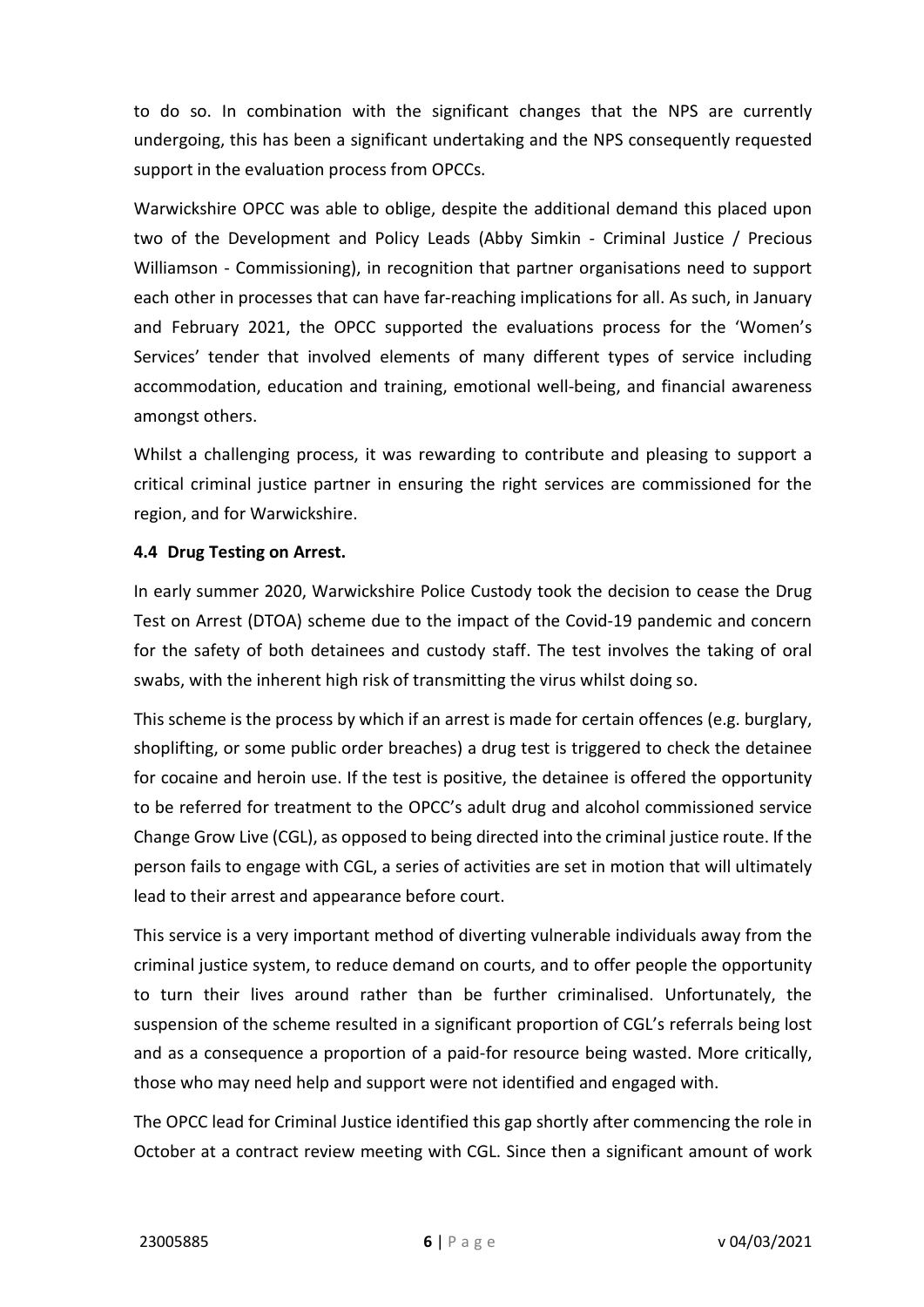to do so. In combination with the significant changes that the NPS are currently undergoing, this has been a significant undertaking and the NPS consequently requested support in the evaluation process from OPCCs.

Warwickshire OPCC was able to oblige, despite the additional demand this placed upon two of the Development and Policy Leads (Abby Simkin - Criminal Justice / Precious Williamson - Commissioning), in recognition that partner organisations need to support each other in processes that can have far-reaching implications for all. As such, in January and February 2021, the OPCC supported the evaluations process for the 'Women's Services' tender that involved elements of many different types of service including accommodation, education and training, emotional well-being, and financial awareness amongst others.

Whilst a challenging process, it was rewarding to contribute and pleasing to support a critical criminal justice partner in ensuring the right services are commissioned for the region, and for Warwickshire.

### 4.4 Drug Testing on Arrest.

In early summer 2020, Warwickshire Police Custody took the decision to cease the Drug Test on Arrest (DTOA) scheme due to the impact of the Covid-19 pandemic and concern for the safety of both detainees and custody staff. The test involves the taking of oral swabs, with the inherent high risk of transmitting the virus whilst doing so.

This scheme is the process by which if an arrest is made for certain offences (e.g. burglary, shoplifting, or some public order breaches) a drug test is triggered to check the detainee for cocaine and heroin use. If the test is positive, the detainee is offered the opportunity to be referred for treatment to the OPCC's adult drug and alcohol commissioned service Change Grow Live (CGL), as opposed to being directed into the criminal justice route. If the person fails to engage with CGL, a series of activities are set in motion that will ultimately lead to their arrest and appearance before court.

This service is a very important method of diverting vulnerable individuals away from the criminal justice system, to reduce demand on courts, and to offer people the opportunity to turn their lives around rather than be further criminalised. Unfortunately, the suspension of the scheme resulted in a significant proportion of CGL's referrals being lost and as a consequence a proportion of a paid-for resource being wasted. More critically, those who may need help and support were not identified and engaged with.

The OPCC lead for Criminal Justice identified this gap shortly after commencing the role in October at a contract review meeting with CGL. Since then a significant amount of work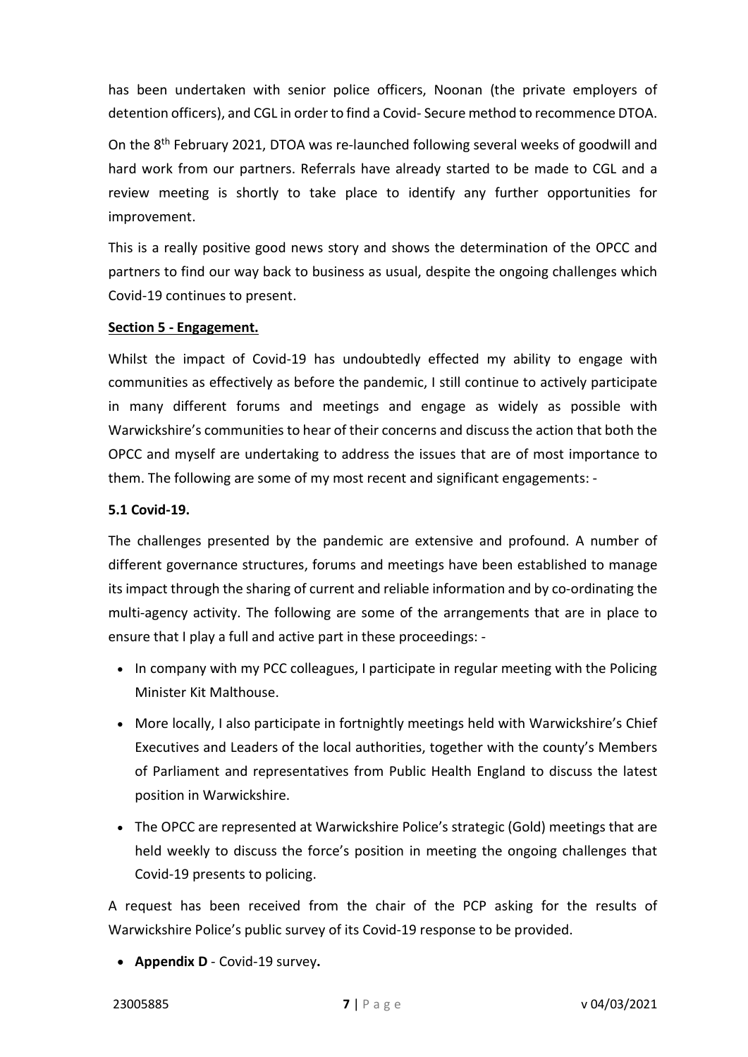has been undertaken with senior police officers, Noonan (the private employers of detention officers), and CGL in order to find a Covid- Secure method to recommence DTOA.

On the 8th February 2021, DTOA was re-launched following several weeks of goodwill and hard work from our partners. Referrals have already started to be made to CGL and a review meeting is shortly to take place to identify any further opportunities for improvement.

This is a really positive good news story and shows the determination of the OPCC and partners to find our way back to business as usual, despite the ongoing challenges which Covid-19 continues to present.

## Section 5 - Engagement.

Whilst the impact of Covid-19 has undoubtedly effected my ability to engage with communities as effectively as before the pandemic, I still continue to actively participate in many different forums and meetings and engage as widely as possible with Warwickshire's communities to hear of their concerns and discuss the action that both the OPCC and myself are undertaking to address the issues that are of most importance to them. The following are some of my most recent and significant engagements: -

### 5.1 Covid-19.

The challenges presented by the pandemic are extensive and profound. A number of different governance structures, forums and meetings have been established to manage its impact through the sharing of current and reliable information and by co-ordinating the multi-agency activity. The following are some of the arrangements that are in place to ensure that I play a full and active part in these proceedings: -

- In company with my PCC colleagues, I participate in regular meeting with the Policing Minister Kit Malthouse.
- More locally, I also participate in fortnightly meetings held with Warwickshire's Chief Executives and Leaders of the local authorities, together with the county's Members of Parliament and representatives from Public Health England to discuss the latest position in Warwickshire.
- The OPCC are represented at Warwickshire Police's strategic (Gold) meetings that are held weekly to discuss the force's position in meeting the ongoing challenges that Covid-19 presents to policing.

A request has been received from the chair of the PCP asking for the results of Warwickshire Police's public survey of its Covid-19 response to be provided.

- **Appendix D** - Covid-19 survey**.**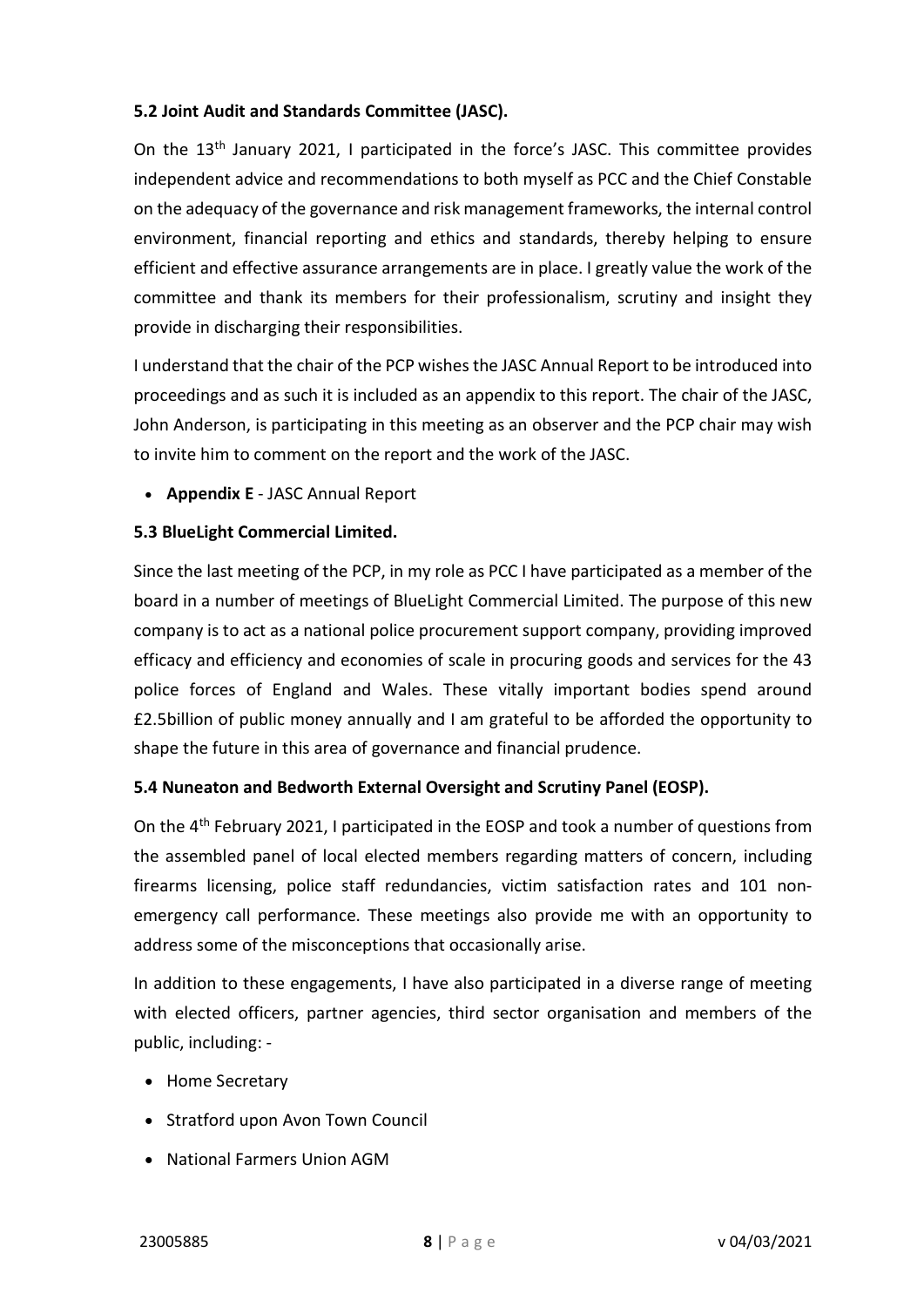### 5.2 Joint Audit and Standards Committee (JASC).

On the 13th January 2021, I participated in the force's JASC. This committee provides independent advice and recommendations to both myself as PCC and the Chief Constable on the adequacy of the governance and risk management frameworks, the internal control environment, financial reporting and ethics and standards, thereby helping to ensure efficient and effective assurance arrangements are in place. I greatly value the work of the committee and thank its members for their professionalism, scrutiny and insight they provide in discharging their responsibilities.

I understand that the chair of the PCP wishes the JASC Annual Report to be introduced into proceedings and as such it is included as an appendix to this report. The chair of the JASC, John Anderson, is participating in this meeting as an observer and the PCP chair may wish to invite him to comment on the report and the work of the JASC.

- **Appendix E** - JASC Annual Report

### 5.3 BlueLight Commercial Limited.

Since the last meeting of the PCP, in my role as PCC I have participated as a member of the board in a number of meetings of BlueLight Commercial Limited. The purpose of this new company is to act as a national police procurement support company, providing improved efficacy and efficiency and economies of scale in procuring goods and services for the 43 police forces of England and Wales. These vitally important bodies spend around £2.5billion of public money annually and I am grateful to be afforded the opportunity to shape the future in this area of governance and financial prudence.

### 5.4 Nuneaton and Bedworth External Oversight and Scrutiny Panel (EOSP).

On the 4th February 2021, I participated in the EOSP and took a number of questions from the assembled panel of local elected members regarding matters of concern, including firearms licensing, police staff redundancies, victim satisfaction rates and 101 non-emergency call performance. These meetings also provide me with an opportunity to address some of the misconceptions that occasionally arise.

In addition to these engagements, I have also participated in a diverse range of meeting with elected officers, partner agencies, third sector organisation and members of the public, including: -

- Home Secretary
- Stratford upon Avon Town Council
- National Farmers Union AGM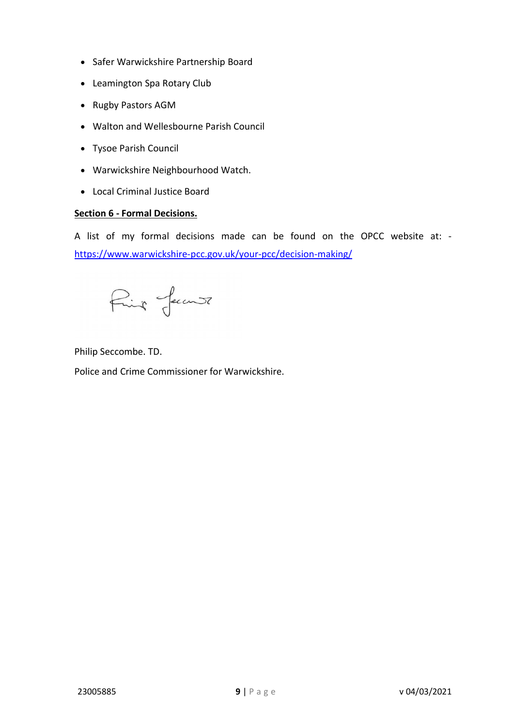- Safer Warwickshire Partnership Board
- Leamington Spa Rotary Club
- Rugby Pastors AGM
- Walton and Wellesbourne Parish Council
- Tysoe Parish Council
- Warwickshire Neighbourhood Watch.
- Local Criminal Justice Board

**Section 6 - Formal Decisions.**

A list of my formal decisions made can be found on the OPCC website at: - https://www.warwickshire-pcc.gov.uk/your-pcc/decision-making/

Philip Seccombe. TD.

Police and Crime Commissioner for Warwickshire.